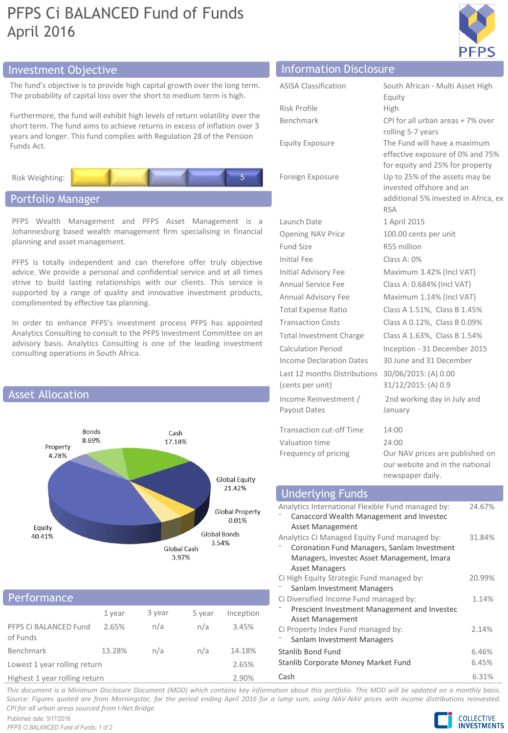# PFPS Ci BALANCED Fund of Funds
April 2016

## Investment Objective

The fund's objective is to provide high capital growth over the long term. The probability of capital loss over the short to medium term is high.

Furthermore, the fund will exhibit high levels of return volatility over the short term. The fund aims to achieve returns in excess of inflation over 3 years and longer. This fund complies with Regulation 28 of the Pension Funds Act.

Risk Weighting: 5

## Portfolio Manager

PFPS Wealth Management and PFPS Asset Management is a Johannesburg based wealth management firm specialising in financial planning and asset management.

PFPS is totally independent and can therefore offer truly objective advice. We provide a personal and confidential service and at all times strive to build lasting relationships with our clients. This service is supported by a range of quality and innovative investment products, complimented by effective tax planning.

In order to enhance PFPS's investment process PFPS has appointed Analytics Consulting to consult to the PFPS Investment Committee on an advisory basis. Analytics Consulting is one of the leading investment consulting operations in South Africa.

## Asset Allocation

| Asset | % |
|---|---|
| Bonds | 8.69% |
| Cash | 17.18% |
| Property | 4.78% |
| Global Equity | 21.42% |
| Global Property | 0.01% |
| Equity | 40.41% |
| Global Bonds | 3.54% |
| Global Cash | 3.97% |

## Performance

| | 1 year | 3 year | 5 year | Inception |
|---|---|---|---|---|
| PFPS Ci BALANCED Fund of Funds | 2.65% | n/a | n/a | 3.45% |
| Benchmark | 13.28% | n/a | n/a | 14.18% |
| Lowest 1 year rolling return | | | | 2.65% |
| Highest 1 year rolling return | | | | 2.90% |

## Information Disclosure

| | |
|---|---|
| ASISA Classification | South African - Multi Asset High Equity |
| Risk Profile | High |
| Benchmark | CPI for all urban areas + 7% over rolling 5-7 years |
| Equity Exposure | The Fund will have a maximum effective exposure of 0% and 75% for equity and 25% for property |
| Foreign Exposure | Up to 25% of the assets may be invested offshore and an additional 5% invested in Africa, ex RSA |
| Launch Date | 1 April 2015 |
| Opening NAV Price | 100.00 cents per unit |
| Fund Size | R55 million |
| Initial Fee | Class A: 0% |
| Initial Advisory Fee | Maximum 3.42% (Incl VAT) |
| Annual Service Fee | Class A: 0.684% (Incl VAT) |
| Annual Advisory Fee | Maximum 1.14% (Incl VAT) |
| Total Expense Ratio | Class A 1.51%, Class B 1.45% |
| Transaction Costs | Class A 0.12%, Class B 0.09% |
| Total Investment Charge | Class A 1.63%, Class B 1.54% |
| Calculation Period | Inception - 31 December 2015 |
| Income Declaration Dates | 30 June and 31 December |
| Last 12 months Distributions (cents per unit) | 30/06/2015: (A) 0.00<br>31/12/2015: (A) 0.9 |
| Income Reinvestment / Payout Dates | 2nd working day in July and January |
| Transaction cut-off Time | 14:00 |
| Valuation time | 24:00 |
| Frequency of pricing | Our NAV prices are published on our website and in the national newspaper daily. |

## Underlying Funds

| Fund | % |
|---|---|
| Analytics International Flexible Fund managed by:<br>- Canaccord Wealth Management and Investec Asset Management | 24.67% |
| Analytics Ci Managed Equity Fund managed by:<br>- Coronation Fund Managers, Sanlam Investment Managers, Investec Asset Management, Imara Asset Managers | 31.84% |
| Ci High Equity Strategic Fund managed by:<br>- Sanlam Investment Managers | 20.99% |
| Ci Diversified Income Fund managed by:<br>- Prescient Investment Management and Investec Asset Management | 1.14% |
| Ci Property Index Fund managed by:<br>- Sanlam Investment Managers | 2.14% |
| Stanlib Bond Fund | 6.46% |
| Stanlib Corporate Money Market Fund | 6.45% |
| Cash | 6.31% |

*This document is a Minimum Disclosure Document (MDD) which contains key information about this portfolio. This MDD will be updated on a monthly basis. Source: Figures quoted are from Morningstar, for the period ending April 2016 for a lump sum, using NAV-NAV prices with income distributions reinvested. CPI for all urban areas sourced from I-Net Bridge.*

Published date: 5/17/2016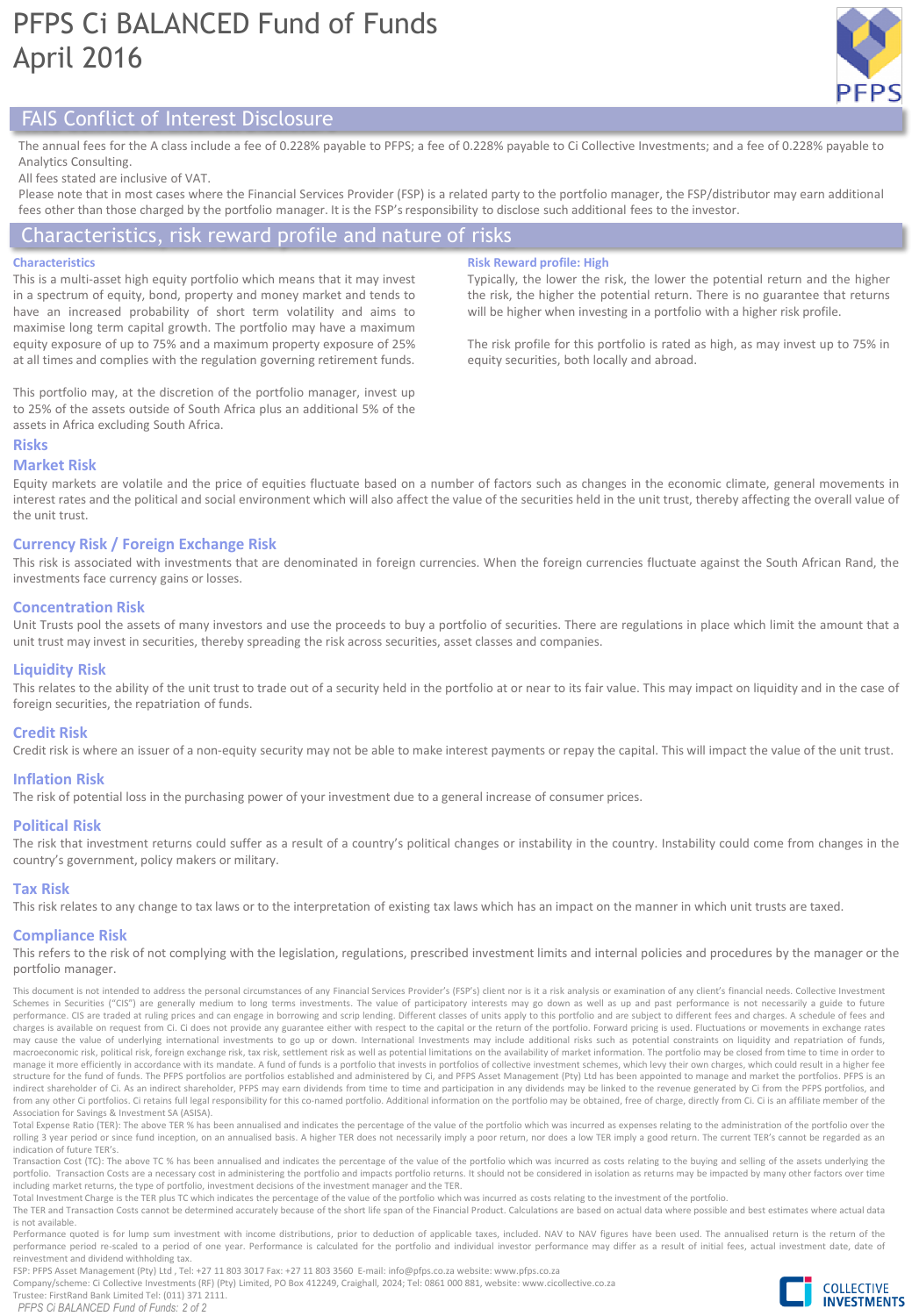# PFPS Ci BALANCED Fund of Funds
# April 2016

## FAIS Conflict of Interest Disclosure

The annual fees for the A class include a fee of 0.228% payable to PFPS; a fee of 0.228% payable to Ci Collective Investments; and a fee of 0.228% payable to Analytics Consulting.

All fees stated are inclusive of VAT.

Please note that in most cases where the Financial Services Provider (FSP) is a related party to the portfolio manager, the FSP/distributor may earn additional fees other than those charged by the portfolio manager. It is the FSP's responsibility to disclose such additional fees to the investor.

## Characteristics, risk reward profile and nature of risks

### Characteristics

This is a multi-asset high equity portfolio which means that it may invest in a spectrum of equity, bond, property and money market and tends to have an increased probability of short term volatility and aims to maximise long term capital growth. The portfolio may have a maximum equity exposure of up to 75% and a maximum property exposure of 25% at all times and complies with the regulation governing retirement funds.

This portfolio may, at the discretion of the portfolio manager, invest up to 25% of the assets outside of South Africa plus an additional 5% of the assets in Africa excluding South Africa.

### Risk Reward profile: High

Typically, the lower the risk, the lower the potential return and the higher the risk, the higher the potential return. There is no guarantee that returns will be higher when investing in a portfolio with a higher risk profile.

The risk profile for this portfolio is rated as high, as may invest up to 75% in equity securities, both locally and abroad.

### Risks

#### Market Risk

Equity markets are volatile and the price of equities fluctuate based on a number of factors such as changes in the economic climate, general movements in interest rates and the political and social environment which will also affect the value of the securities held in the unit trust, thereby affecting the overall value of the unit trust.

#### Currency Risk / Foreign Exchange Risk

This risk is associated with investments that are denominated in foreign currencies. When the foreign currencies fluctuate against the South African Rand, the investments face currency gains or losses.

#### Concentration Risk

Unit Trusts pool the assets of many investors and use the proceeds to buy a portfolio of securities. There are regulations in place which limit the amount that a unit trust may invest in securities, thereby spreading the risk across securities, asset classes and companies.

#### Liquidity Risk

This relates to the ability of the unit trust to trade out of a security held in the portfolio at or near to its fair value. This may impact on liquidity and in the case of foreign securities, the repatriation of funds.

#### Credit Risk

Credit risk is where an issuer of a non-equity security may not be able to make interest payments or repay the capital. This will impact the value of the unit trust.

#### Inflation Risk

The risk of potential loss in the purchasing power of your investment due to a general increase of consumer prices.

#### Political Risk

The risk that investment returns could suffer as a result of a country's political changes or instability in the country. Instability could come from changes in the country's government, policy makers or military.

#### Tax Risk

This risk relates to any change to tax laws or to the interpretation of existing tax laws which has an impact on the manner in which unit trusts are taxed.

#### Compliance Risk

This refers to the risk of not complying with the legislation, regulations, prescribed investment limits and internal policies and procedures by the manager or the portfolio manager.

This document is not intended to address the personal circumstances of any Financial Services Provider's (FSP's) client nor is it a risk analysis or examination of any client's financial needs. Collective Investment Schemes in Securities ("CIS") are generally medium to long terms investments. The value of participatory interests may go down as well as up and past performance is not necessarily a guide to future performance. CIS are traded at ruling prices and can engage in borrowing and scrip lending. Different classes of units apply to this portfolio and are subject to different fees and charges. A schedule of fees and charges is available on request from Ci. Ci does not provide any guarantee either with respect to the capital or the return of the portfolio. Forward pricing is used. Fluctuations or movements in exchange rates may cause the value of underlying international investments to go up or down. International Investments may include additional risks such as potential constraints on liquidity and repatriation of funds, macroeconomic risk, political risk, foreign exchange risk, tax risk, settlement risk as well as potential limitations on the availability of market information. The portfolio may be closed from time to time in order to manage it more efficiently in accordance with its mandate. A fund of funds is a portfolio that invests in portfolios of collective investment schemes, which levy their own charges, which could result in a higher fee structure for the fund of funds. The PFPS portfolios are portfolios established and administered by Ci, and PFPS Asset Management (Pty) Ltd has been appointed to manage and market the portfolios. PFPS is an indirect shareholder of Ci. As an indirect shareholder, PFPS may earn dividends from time to time and participation in any dividends may be linked to the revenue generated by Ci from the PFPS portfolios, and from any other Ci portfolios. Ci retains full legal responsibility for this co-named portfolio. Additional information on the portfolio may be obtained, free of charge, directly from Ci. Ci is an affiliate member of the Association for Savings & Investment SA (ASISA).

Total Expense Ratio (TER): The above TER % has been annualised and indicates the percentage of the value of the portfolio which was incurred as expenses relating to the administration of the portfolio over the rolling 3 year period or since fund inception, on an annualised basis. A higher TER does not necessarily imply a poor return, nor does a low TER imply a good return. The current TER's cannot be regarded as an indication of future TER's.

Transaction Cost (TC): The above TC % has been annualised and indicates the percentage of the value of the portfolio which was incurred as costs relating to the buying and selling of the assets underlying the portfolio. Transaction Costs are a necessary cost in administering the portfolio and impacts portfolio returns. It should not be considered in isolation as returns may be impacted by many other factors over time including market returns, the type of portfolio, investment decisions of the investment manager and the TER.

Total Investment Charge is the TER plus TC which indicates the percentage of the value of the portfolio which was incurred as costs relating to the investment of the portfolio.

The TER and Transaction Costs cannot be determined accurately because of the short life span of the Financial Product. Calculations are based on actual data where possible and best estimates where actual data is not available.

Performance quoted is for lump sum investment with income distributions, prior to deduction of applicable taxes, included. NAV to NAV figures have been used. The annualised return is the return of the performance period re-scaled to a period of one year. Performance is calculated for the portfolio and individual investor performance may differ as a result of initial fees, actual investment date, date of reinvestment and dividend withholding tax.

FSP: PFPS Asset Management (Pty) Ltd , Tel: +27 11 803 3017 Fax: +27 11 803 3560 E-mail: info@pfps.co.za website: www.pfps.co.za

Company/scheme: Ci Collective Investments (RF) (Pty) Limited, PO Box 412249, Craighall, 2024; Tel: 0861 000 881, website: www.cicollective.co.za

Trustee: FirstRand Bank Limited Tel: (011) 371 2111.